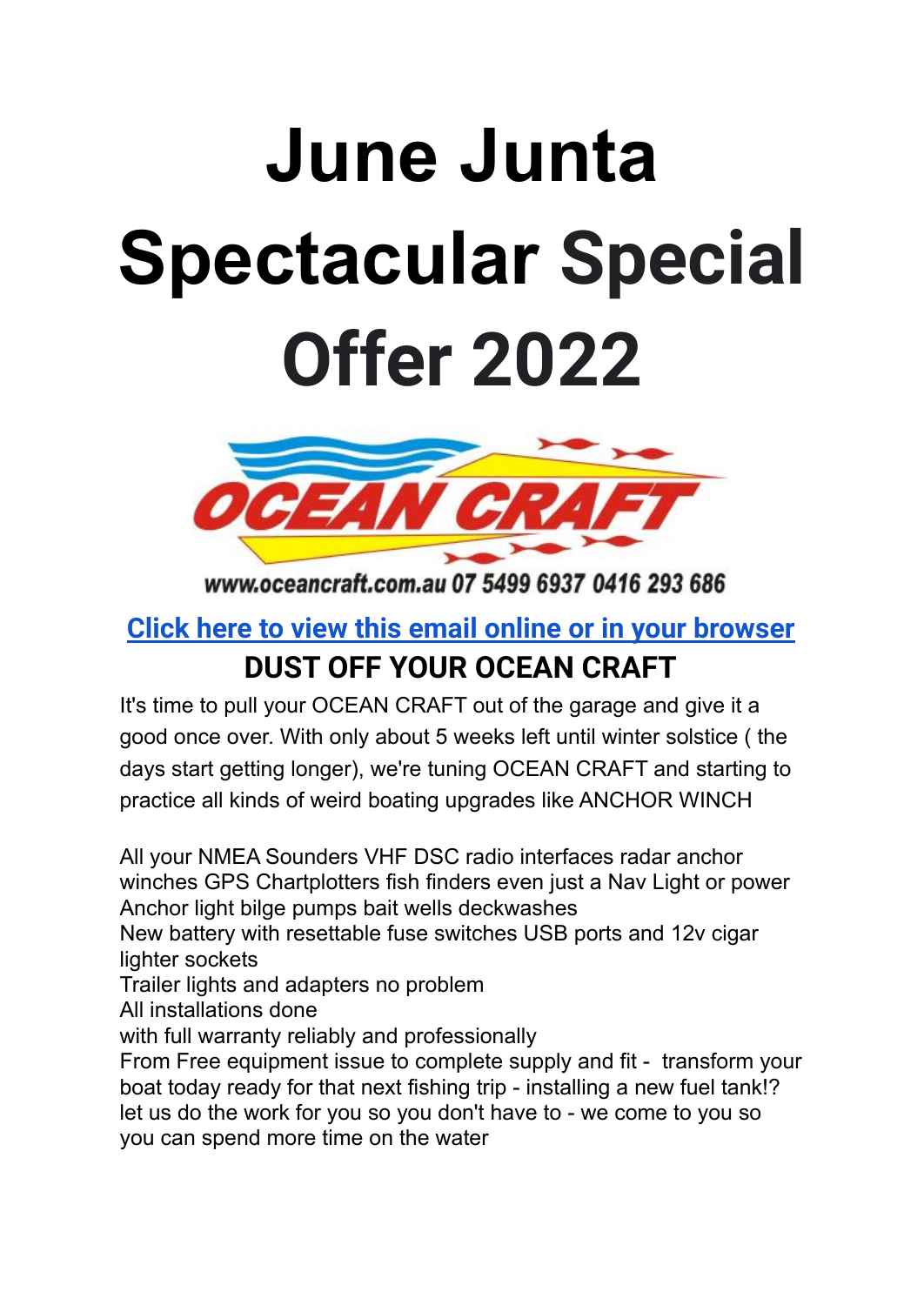# June Junta Spectacular Special Offer 2022

www.oceancraft.com.au 07 5499 6937 0416 293 686

## [Click here to view this email online or in your browser]

## DUST OFF YOUR OCEAN CRAFT

It's time to pull your OCEAN CRAFT out of the garage and give it a good once over. With only about 5 weeks left until winter solstice ( the days start getting longer), we're tuning OCEAN CRAFT and starting to practice all kinds of weird boating upgrades like ANCHOR WINCH

All your NMEA Sounders VHF DSC radio interfaces radar anchor winches GPS Chartplotters fish finders even just a Nav Light or power Anchor light bilge pumps bait wells deckwashes
New battery with resettable fuse switches USB ports and 12v cigar lighter sockets
Trailer lights and adapters no problem
All installations done
with full warranty reliably and professionally
From Free equipment issue to complete supply and fit - transform your boat today ready for that next fishing trip - installing a new fuel tank!? let us do the work for you so you don't have to - we come to you so you can spend more time on the water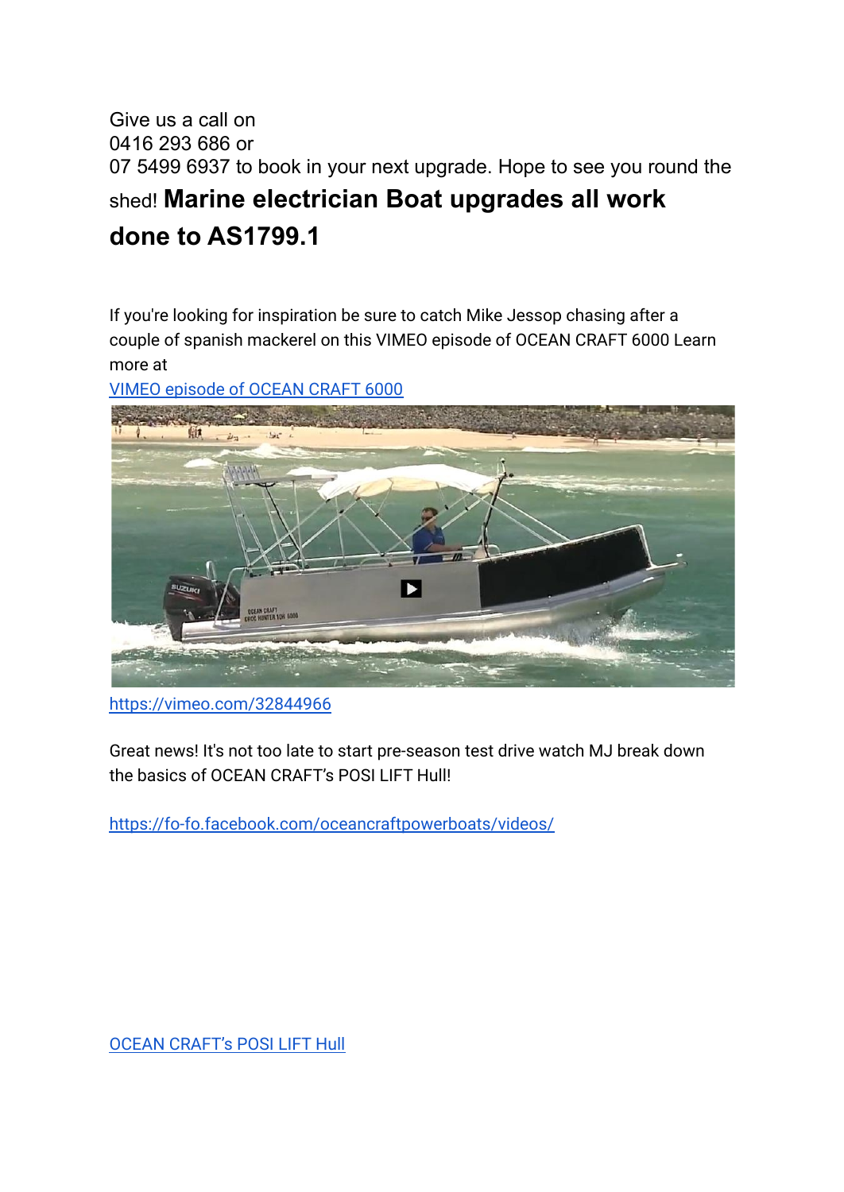Give us a call on
0416 293 686 or
07 5499 6937 to book in your next upgrade. Hope to see you round the shed! **Marine electrician Boat upgrades all work done to AS1799.1**

If you're looking for inspiration be sure to catch Mike Jessop chasing after a couple of spanish mackerel on this VIMEO episode of OCEAN CRAFT 6000 Learn more at
[VIMEO episode of OCEAN CRAFT 6000](https://vimeo.com/32844966)

https://vimeo.com/32844966

Great news! It's not too late to start pre-season test drive watch MJ break down the basics of OCEAN CRAFT's POSI LIFT Hull!

https://fo-fo.facebook.com/oceancraftpowerboats/videos/

[OCEAN CRAFT's POSI LIFT Hull](https://fo-fo.facebook.com/oceancraftpowerboats/videos/)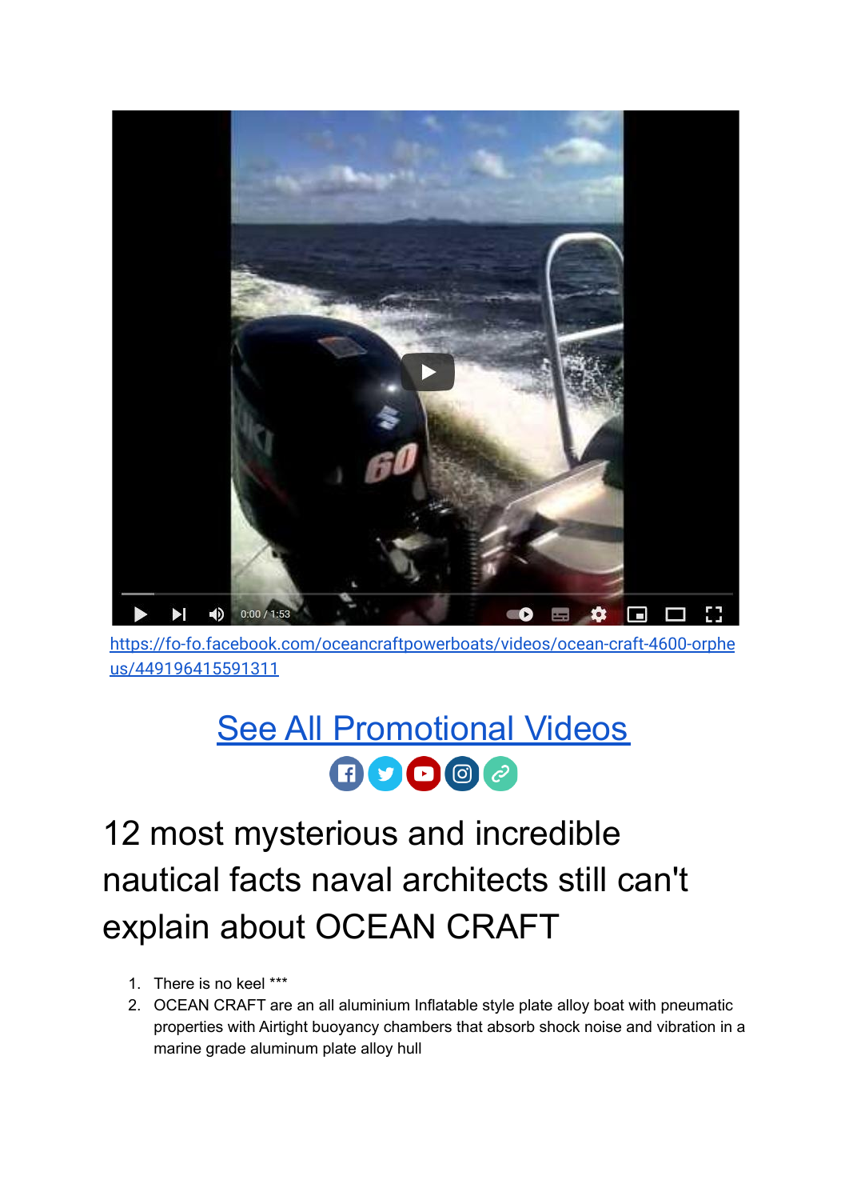[https://fo-fo.facebook.com/oceancraftpowerboats/videos/ocean-craft-4600-orpheus/449196415591311](https://fo-fo.facebook.com/oceancraftpowerboats/videos/ocean-craft-4600-orpheus/449196415591311)

## [See All Promotional Videos]()

# 12 most mysterious and incredible nautical facts naval architects still can't explain about OCEAN CRAFT

1. There is no keel ***
2. OCEAN CRAFT are an all aluminium Inflatable style plate alloy boat with pneumatic properties with Airtight buoyancy chambers that absorb shock noise and vibration in a marine grade aluminum plate alloy hull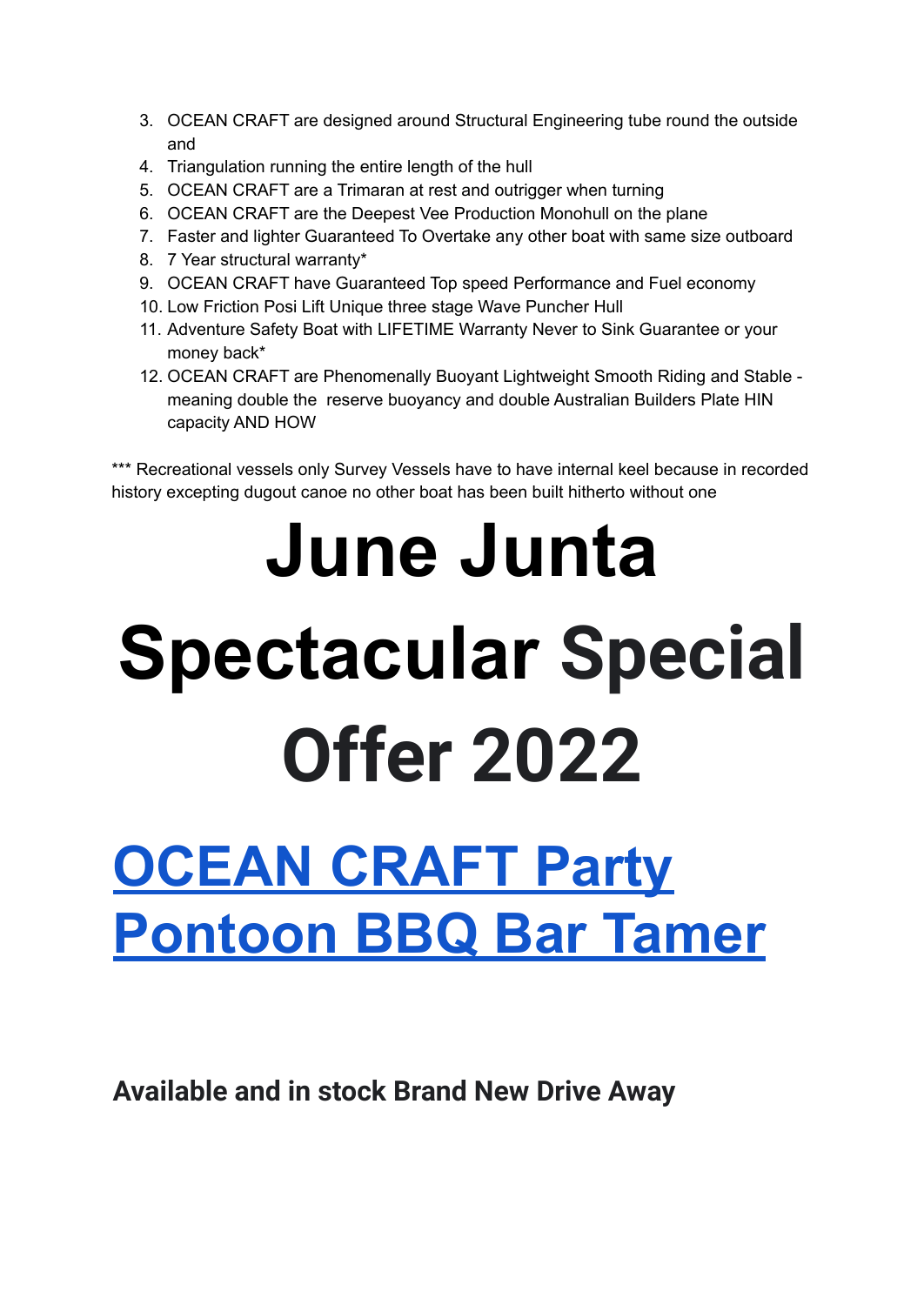3. OCEAN CRAFT are designed around Structural Engineering tube round the outside and
4. Triangulation running the entire length of the hull
5. OCEAN CRAFT are a Trimaran at rest and outrigger when turning
6. OCEAN CRAFT are the Deepest Vee Production Monohull on the plane
7. Faster and lighter Guaranteed To Overtake any other boat with same size outboard
8. 7 Year structural warranty*
9. OCEAN CRAFT have Guaranteed Top speed Performance and Fuel economy
10. Low Friction Posi Lift Unique three stage Wave Puncher Hull
11. Adventure Safety Boat with LIFETIME Warranty Never to Sink Guarantee or your money back*
12. OCEAN CRAFT are Phenomenally Buoyant Lightweight Smooth Riding and Stable - meaning double the reserve buoyancy and double Australian Builders Plate HIN capacity AND HOW

*** Recreational vessels only Survey Vessels have to have internal keel because in recorded history excepting dugout canoe no other boat has been built hitherto without one

# June Junta Spectacular Special Offer 2022

# OCEAN CRAFT Party Pontoon BBQ Bar Tamer

### Available and in stock Brand New Drive Away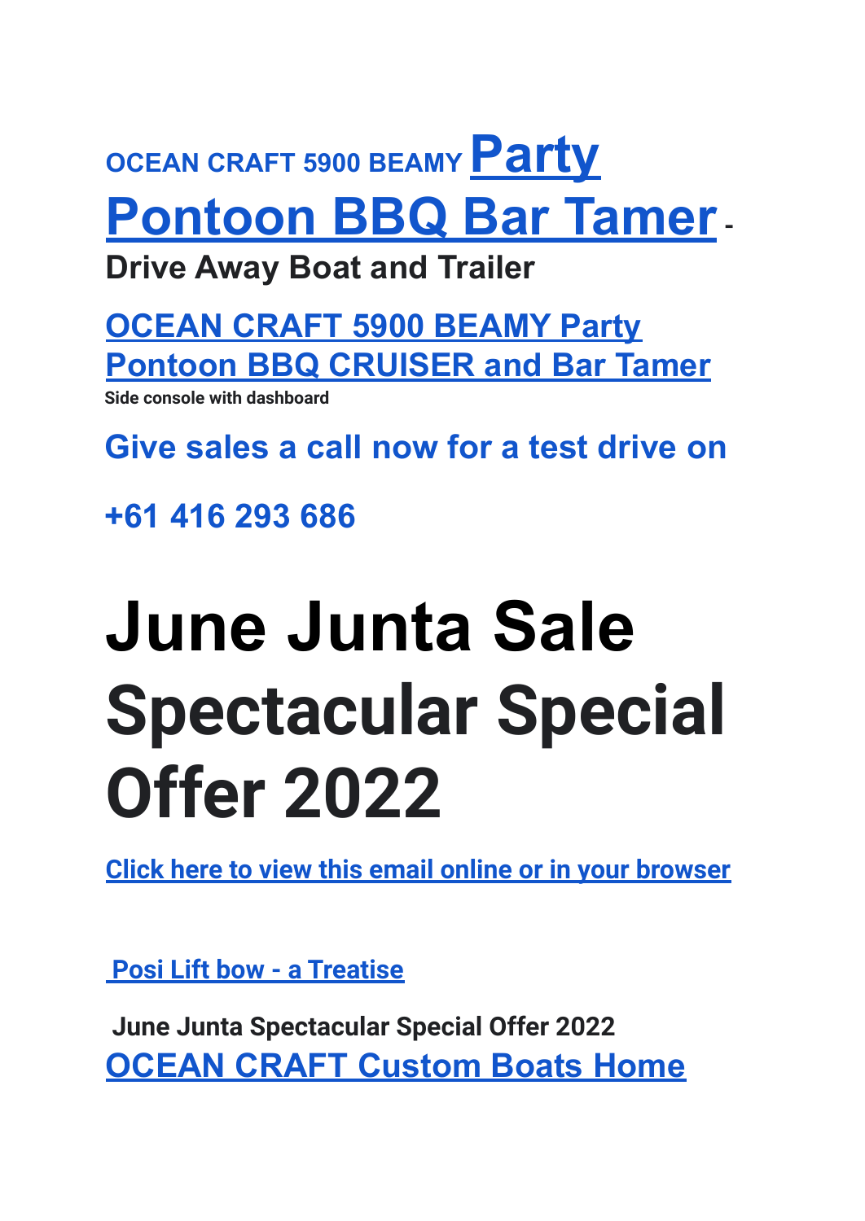**OCEAN CRAFT 5900 BEAMY** [**Party Pontoon BBQ Bar Tamer**]() **- Drive Away Boat and Trailer**

[**OCEAN CRAFT 5900 BEAMY Party Pontoon BBQ CRUISER and Bar Tamer**]()

**Side console with dashboard**

**Give sales a call now for a test drive on**

**+61 416 293 686**

# June Junta Sale Spectacular Special Offer 2022

[**Click here to view this email online or in your browser**]()

[**Posi Lift bow - a Treatise**]()

**June Junta Spectacular Special Offer 2022**

[**OCEAN CRAFT Custom Boats Home**]()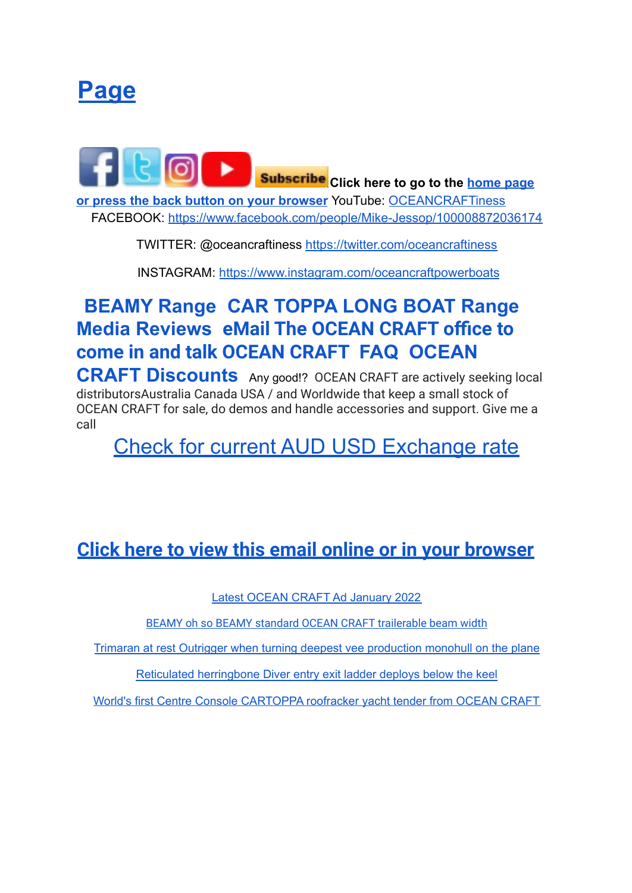# Page

**Subscribe** **Click here to go to the home page or press the back button on your browser** YouTube: OCEANCRAFTiness

FACEBOOK: https://www.facebook.com/people/Mike-Jessop/100008872036174

TWITTER: @oceancraftiness https://twitter.com/oceancraftiness

INSTAGRAM: https://www.instagram.com/oceancraftpowerboats

## BEAMY Range CAR TOPPA LONG BOAT Range Media Reviews eMail The OCEAN CRAFT office to come in and talk OCEAN CRAFT FAQ OCEAN CRAFT Discounts

Any good!? OCEAN CRAFT are actively seeking local distributorsAustralia Canada USA / and Worldwide that keep a small stock of OCEAN CRAFT for sale, do demos and handle accessories and support. Give me a call

Check for current AUD USD Exchange rate

## Click here to view this email online or in your browser

Latest OCEAN CRAFT Ad January 2022

BEAMY oh so BEAMY standard OCEAN CRAFT trailerable beam width

Trimaran at rest Outrigger when turning deepest vee production monohull on the plane

Reticulated herringbone Diver entry exit ladder deploys below the keel

World's first Centre Console CARTOPPA roofracker yacht tender from OCEAN CRAFT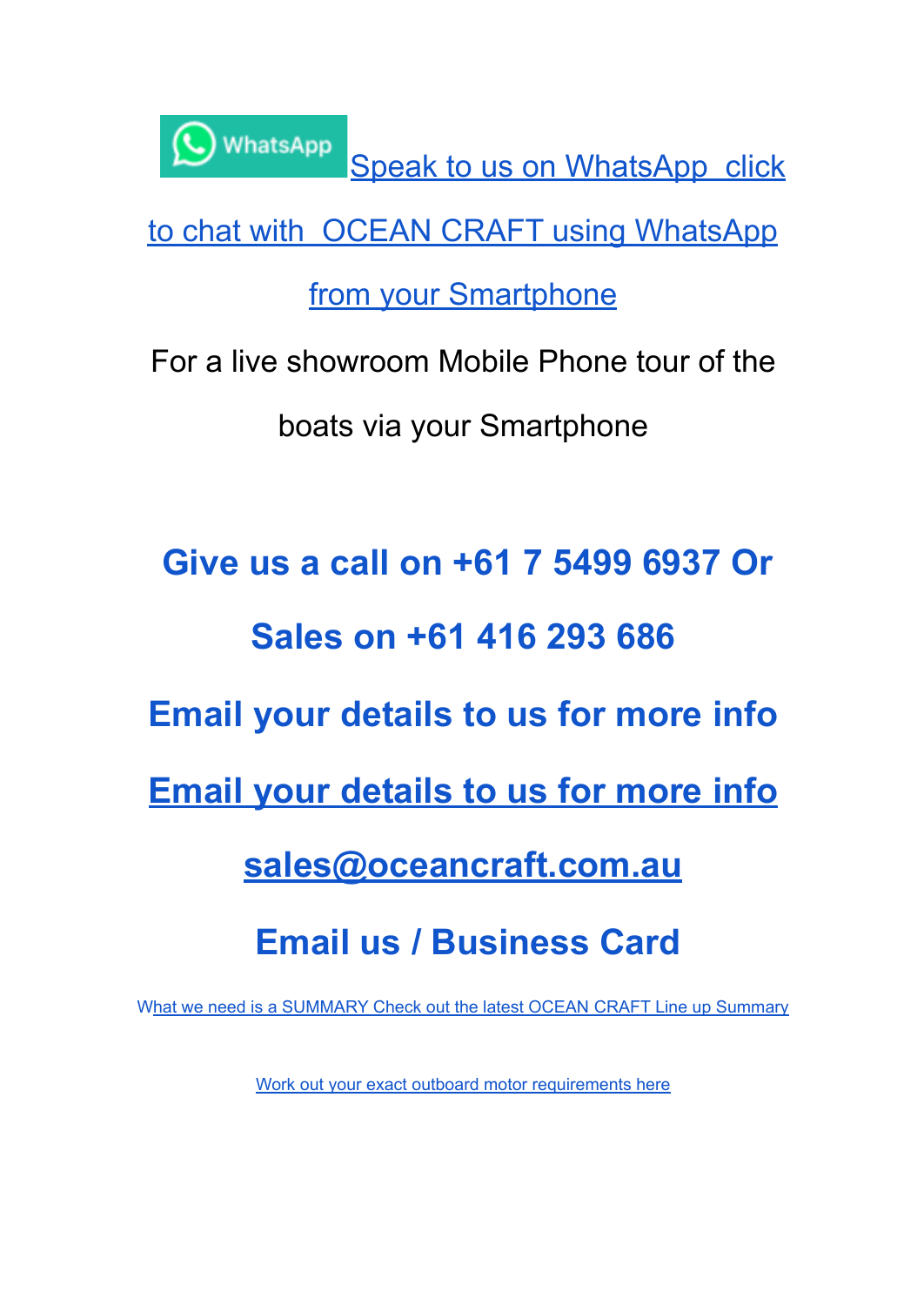WhatsApp Speak to us on WhatsApp click to chat with OCEAN CRAFT using WhatsApp from your Smartphone

For a live showroom Mobile Phone tour of the boats via your Smartphone

**Give us a call on +61 7 5499 6937 Or Sales on +61 416 293 686**

**Email your details to us for more info**

**Email your details to us for more info**

**sales@oceancraft.com.au**

**Email us / Business Card**

What we need is a SUMMARY Check out the latest OCEAN CRAFT Line up Summary

Work out your exact outboard motor requirements here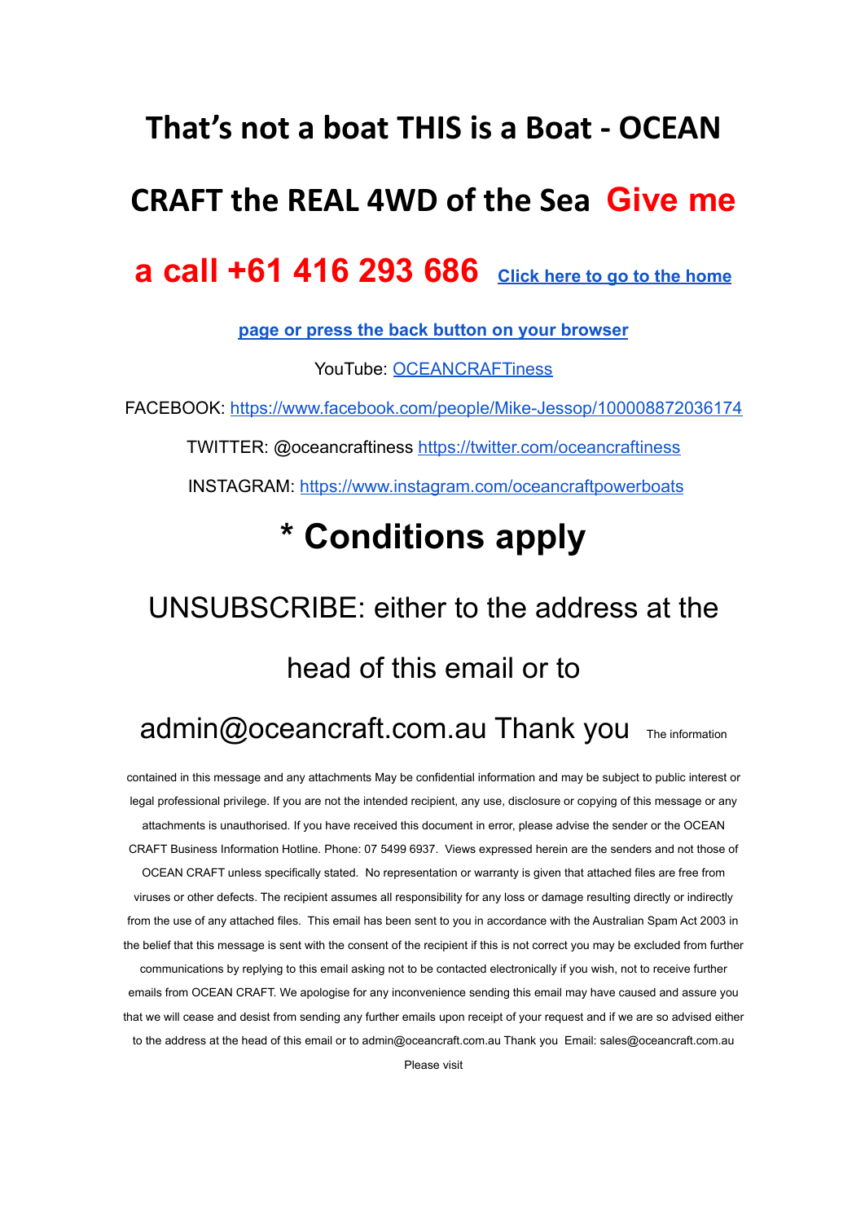# That's not a boat THIS is a Boat - OCEAN CRAFT the REAL 4WD of the Sea **Give me a call +61 416 293 686** [Click here to go to the home page or press the back button on your browser]

YouTube: OCEANCRAFTiness

FACEBOOK: https://www.facebook.com/people/Mike-Jessop/100008872036174

TWITTER: @oceancraftiness https://twitter.com/oceancraftiness

INSTAGRAM: https://www.instagram.com/oceancraftpowerboats

## * Conditions apply

UNSUBSCRIBE: either to the address at the head of this email or to admin@oceancraft.com.au Thank you The information contained in this message and any attachments May be confidential information and may be subject to public interest or legal professional privilege. If you are not the intended recipient, any use, disclosure or copying of this message or any attachments is unauthorised. If you have received this document in error, please advise the sender or the OCEAN CRAFT Business Information Hotline. Phone: 07 5499 6937. Views expressed herein are the senders and not those of OCEAN CRAFT unless specifically stated. No representation or warranty is given that attached files are free from viruses or other defects. The recipient assumes all responsibility for any loss or damage resulting directly or indirectly from the use of any attached files. This email has been sent to you in accordance with the Australian Spam Act 2003 in the belief that this message is sent with the consent of the recipient if this is not correct you may be excluded from further communications by replying to this email asking not to be contacted electronically if you wish, not to receive further emails from OCEAN CRAFT. We apologise for any inconvenience sending this email may have caused and assure you that we will cease and desist from sending any further emails upon receipt of your request and if we are so advised either to the address at the head of this email or to admin@oceancraft.com.au Thank you Email: sales@oceancraft.com.au Please visit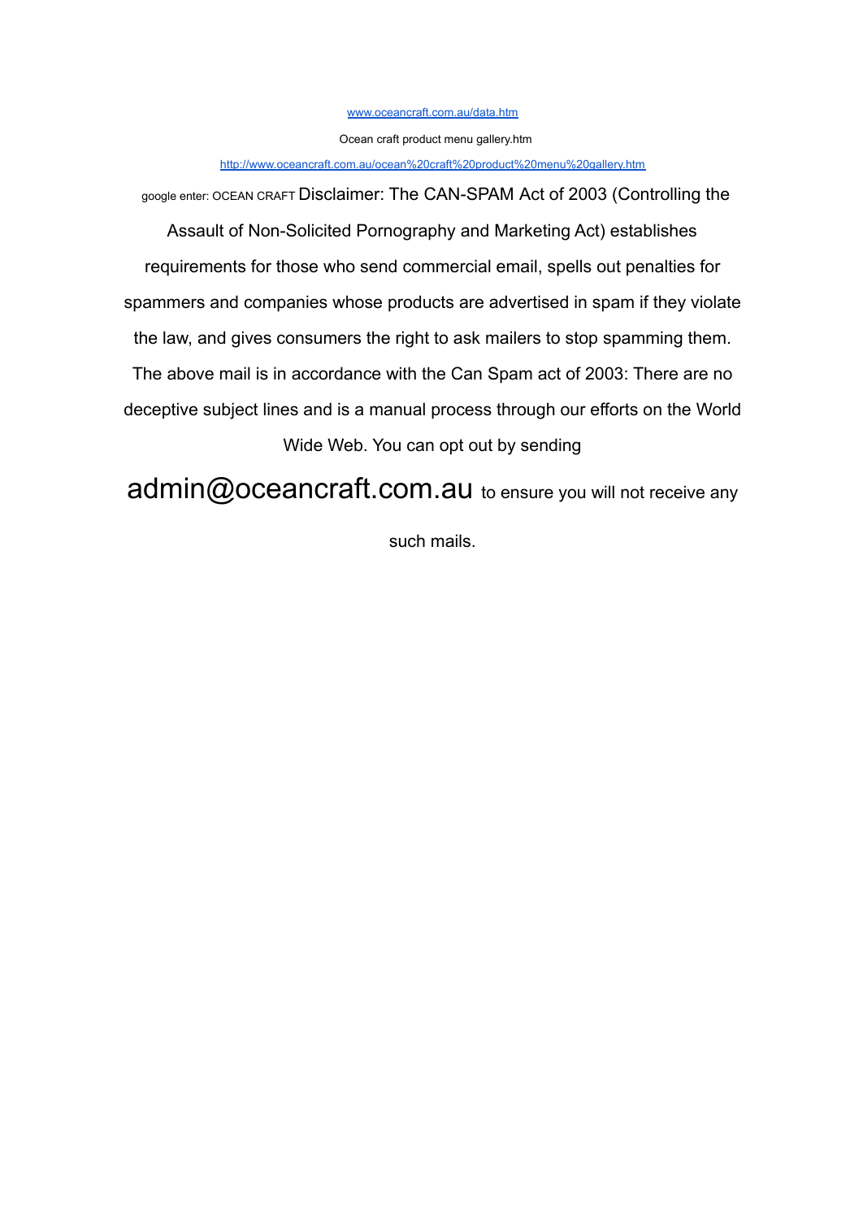[www.oceancraft.com.au/data.htm](www.oceancraft.com.au/data.htm)

Ocean craft product menu gallery.htm

[http://www.oceancraft.com.au/ocean%20craft%20product%20menu%20gallery.htm](http://www.oceancraft.com.au/ocean%20craft%20product%20menu%20gallery.htm)

google enter: OCEAN CRAFT Disclaimer: The CAN-SPAM Act of 2003 (Controlling the Assault of Non-Solicited Pornography and Marketing Act) establishes requirements for those who send commercial email, spells out penalties for spammers and companies whose products are advertised in spam if they violate the law, and gives consumers the right to ask mailers to stop spamming them. The above mail is in accordance with the Can Spam act of 2003: There are no deceptive subject lines and is a manual process through our efforts on the World Wide Web. You can opt out by sending admin@oceancraft.com.au to ensure you will not receive any such mails.